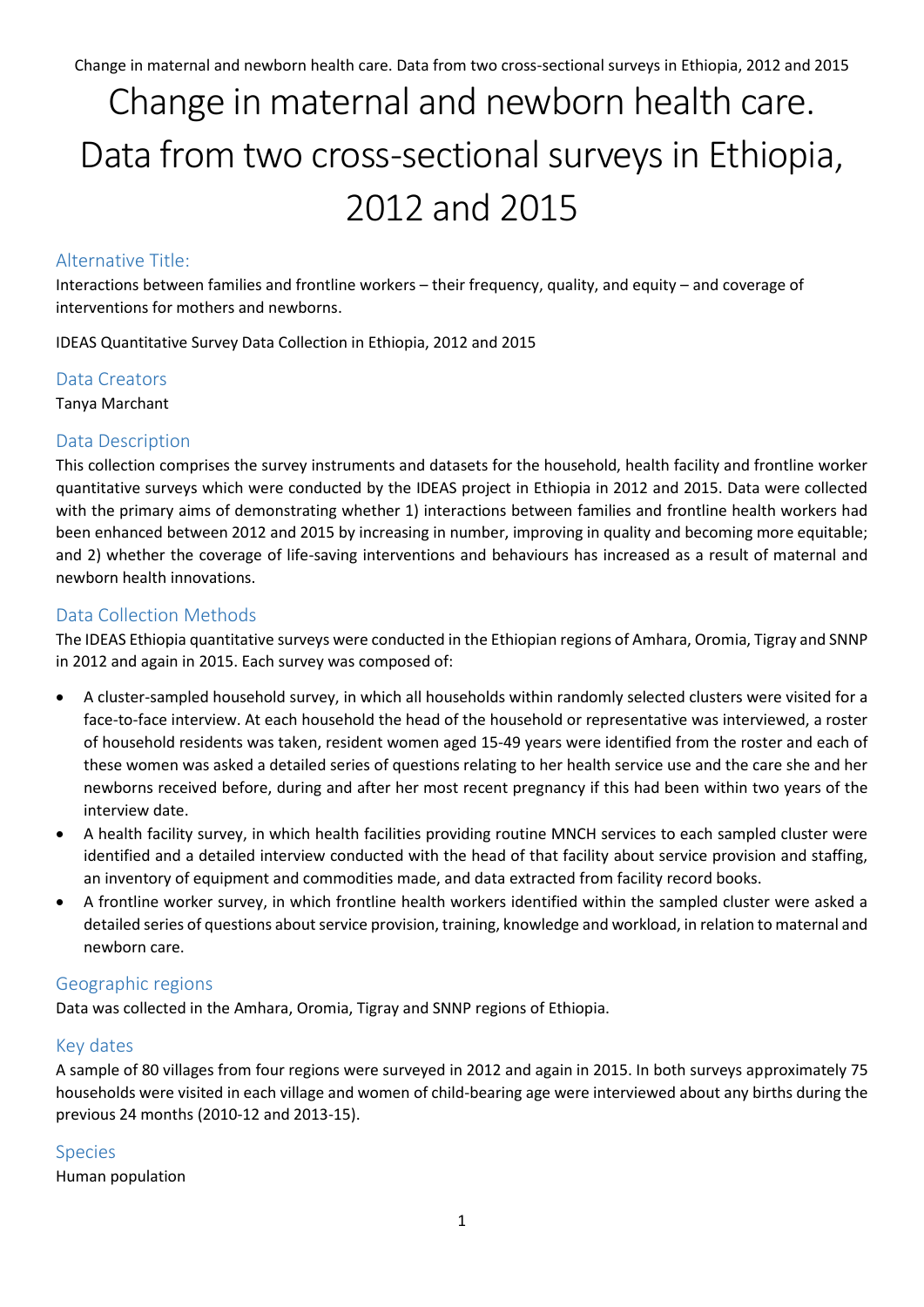# Change in maternal and newborn health care. Data from two cross-sectional surveys in Ethiopia, 2012 and 2015

## Alternative Title:

Interactions between families and frontline workers – their frequency, quality, and equity – and coverage of interventions for mothers and newborns.

IDEAS Quantitative Survey Data Collection in Ethiopia, 2012 and 2015

## Data Creators

Tanya Marchant

## Data Description

This collection comprises the survey instruments and datasets for the household, health facility and frontline worker quantitative surveys which were conducted by the IDEAS project in Ethiopia in 2012 and 2015. Data were collected with the primary aims of demonstrating whether 1) interactions between families and frontline health workers had been enhanced between 2012 and 2015 by increasing in number, improving in quality and becoming more equitable; and 2) whether the coverage of life-saving interventions and behaviours has increased as a result of maternal and newborn health innovations.

## Data Collection Methods

The IDEAS Ethiopia quantitative surveys were conducted in the Ethiopian regions of Amhara, Oromia, Tigray and SNNP in 2012 and again in 2015. Each survey was composed of:

- A cluster-sampled household survey, in which all households within randomly selected clusters were visited for a face-to-face interview. At each household the head of the household or representative was interviewed, a roster of household residents was taken, resident women aged 15-49 years were identified from the roster and each of these women was asked a detailed series of questions relating to her health service use and the care she and her newborns received before, during and after her most recent pregnancy if this had been within two years of the interview date.
- A health facility survey, in which health facilities providing routine MNCH services to each sampled cluster were identified and a detailed interview conducted with the head of that facility about service provision and staffing, an inventory of equipment and commodities made, and data extracted from facility record books.
- A frontline worker survey, in which frontline health workers identified within the sampled cluster were asked a detailed series of questions about service provision, training, knowledge and workload, in relation to maternal and newborn care.

## Geographic regions

Data was collected in the Amhara, Oromia, Tigray and SNNP regions of Ethiopia.

## Key dates

A sample of 80 villages from four regions were surveyed in 2012 and again in 2015. In both surveys approximately 75 households were visited in each village and women of child-bearing age were interviewed about any births during the previous 24 months (2010-12 and 2013-15).

## Species

Human population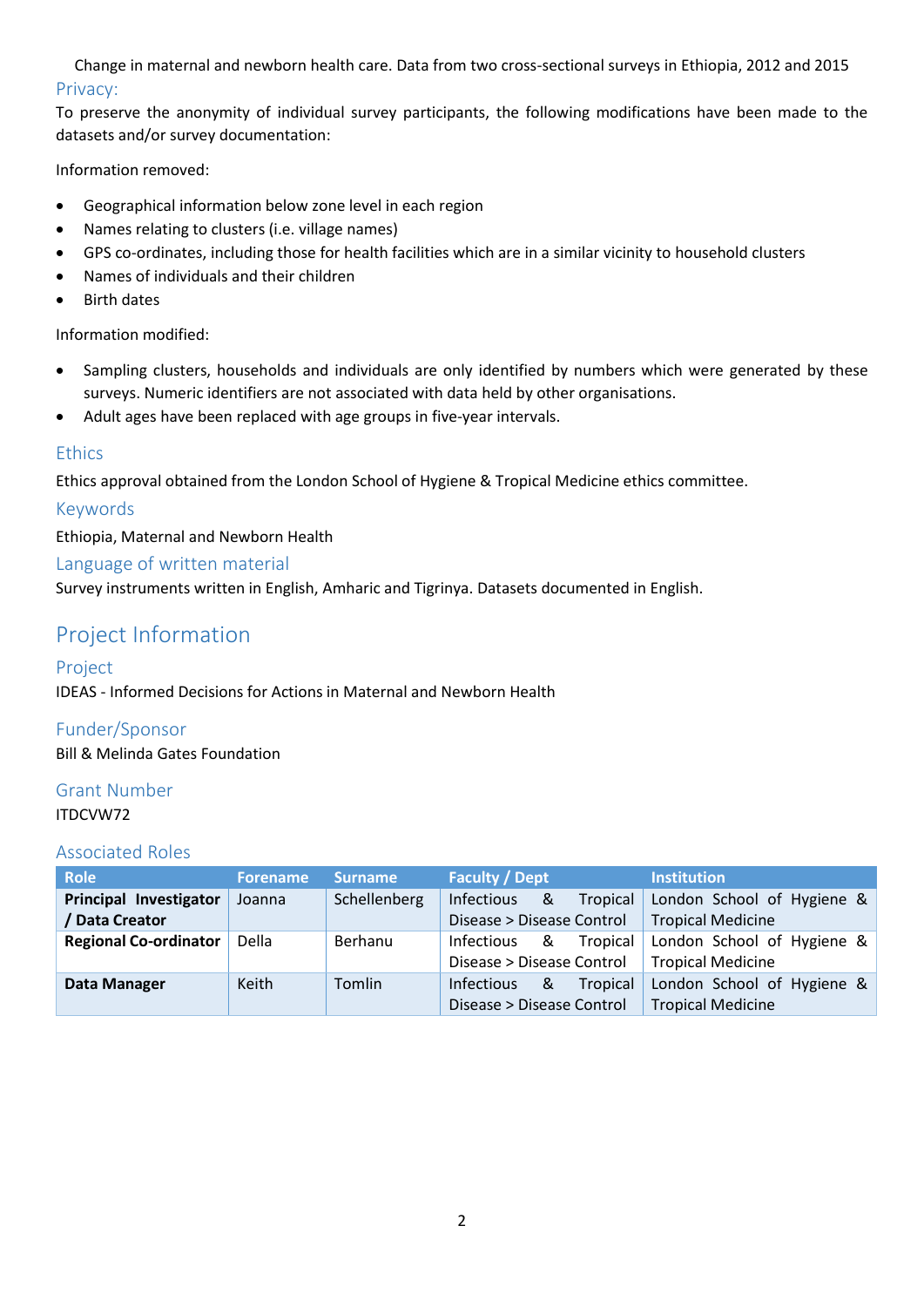Change in maternal and newborn health care. Data from two cross-sectional surveys in Ethiopia, 2012 and 2015

### Privacy:

To preserve the anonymity of individual survey participants, the following modifications have been made to the datasets and/or survey documentation:

Information removed:

- Geographical information below zone level in each region
- Names relating to clusters (i.e. village names)
- GPS co-ordinates, including those for health facilities which are in a similar vicinity to household clusters
- Names of individuals and their children
- Birth dates

Information modified:

- Sampling clusters, households and individuals are only identified by numbers which were generated by these surveys. Numeric identifiers are not associated with data held by other organisations.
- Adult ages have been replaced with age groups in five-year intervals.

### Ethics

Ethics approval obtained from the London School of Hygiene & Tropical Medicine ethics committee.

### Keywords

Ethiopia, Maternal and Newborn Health

### Language of written material

Survey instruments written in English, Amharic and Tigrinya. Datasets documented in English.

## Project Information

### Project

IDEAS - Informed Decisions for Actions in Maternal and Newborn Health

### Funder/Sponsor

Bill & Melinda Gates Foundation

### Grant Number

ITDCVW72

### Associated Roles

| Role | Forename | Surname | Faculty / Dept | Institution |
|---|---|---|---|---|
| **Principal Investigator / Data Creator** | Joanna | Schellenberg | Infectious & Tropical Disease > Disease Control | London School of Hygiene & Tropical Medicine |
| **Regional Co-ordinator** | Della | Berhanu | Infectious & Tropical Disease > Disease Control | London School of Hygiene & Tropical Medicine |
| **Data Manager** | Keith | Tomlin | Infectious & Tropical Disease > Disease Control | London School of Hygiene & Tropical Medicine |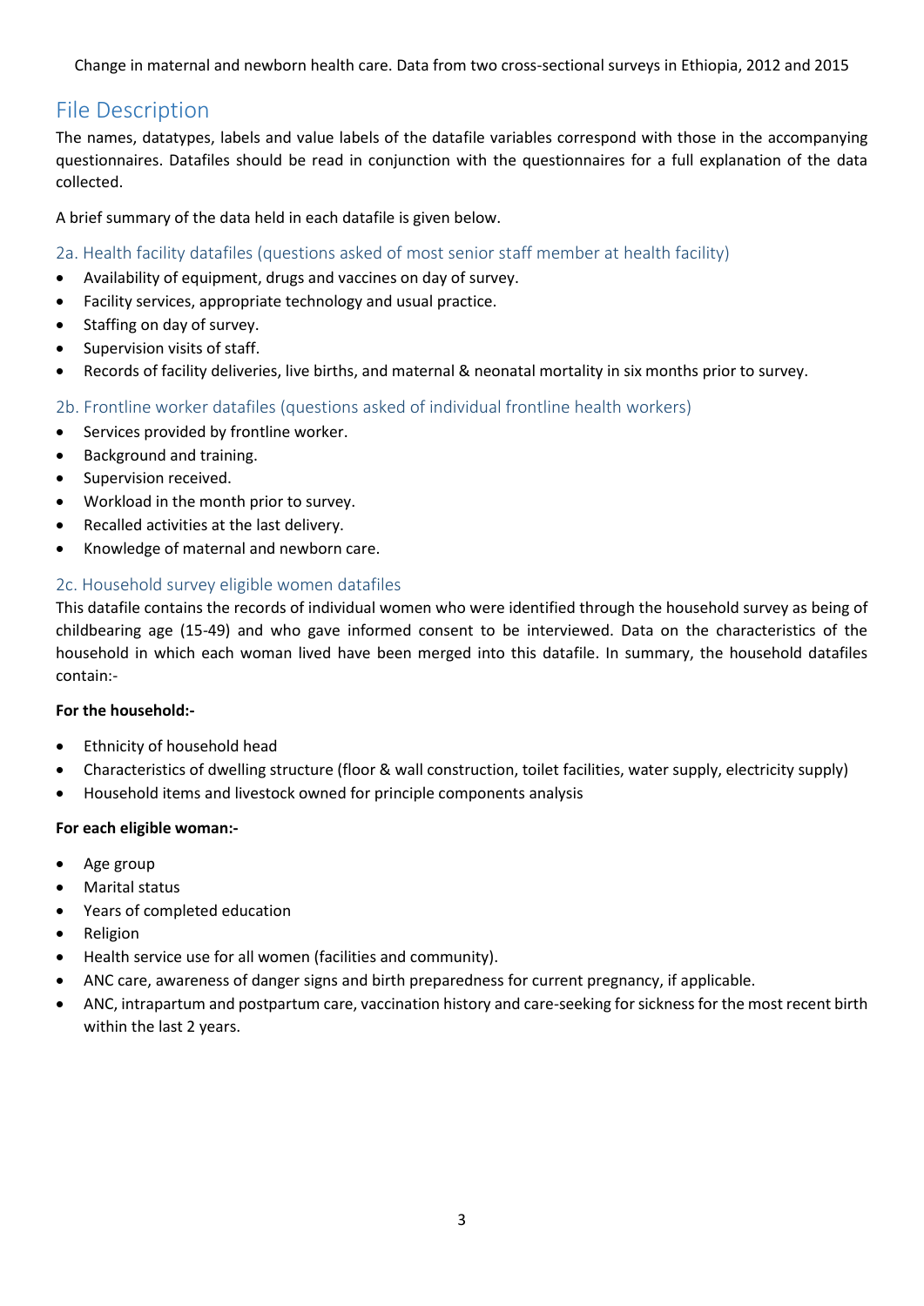# File Description

The names, datatypes, labels and value labels of the datafile variables correspond with those in the accompanying questionnaires. Datafiles should be read in conjunction with the questionnaires for a full explanation of the data collected.

A brief summary of the data held in each datafile is given below.

## 2a. Health facility datafiles (questions asked of most senior staff member at health facility)

- Availability of equipment, drugs and vaccines on day of survey.
- Facility services, appropriate technology and usual practice.
- Staffing on day of survey.
- Supervision visits of staff.
- Records of facility deliveries, live births, and maternal & neonatal mortality in six months prior to survey.

## 2b. Frontline worker datafiles (questions asked of individual frontline health workers)

- Services provided by frontline worker.
- Background and training.
- Supervision received.
- Workload in the month prior to survey.
- Recalled activities at the last delivery.
- Knowledge of maternal and newborn care.

## 2c. Household survey eligible women datafiles

This datafile contains the records of individual women who were identified through the household survey as being of childbearing age (15-49) and who gave informed consent to be interviewed. Data on the characteristics of the household in which each woman lived have been merged into this datafile. In summary, the household datafiles contain:-

**For the household:-**

- Ethnicity of household head
- Characteristics of dwelling structure (floor & wall construction, toilet facilities, water supply, electricity supply)
- Household items and livestock owned for principle components analysis

**For each eligible woman:-**

- Age group
- Marital status
- Years of completed education
- Religion
- Health service use for all women (facilities and community).
- ANC care, awareness of danger signs and birth preparedness for current pregnancy, if applicable.
- ANC, intrapartum and postpartum care, vaccination history and care-seeking for sickness for the most recent birth within the last 2 years.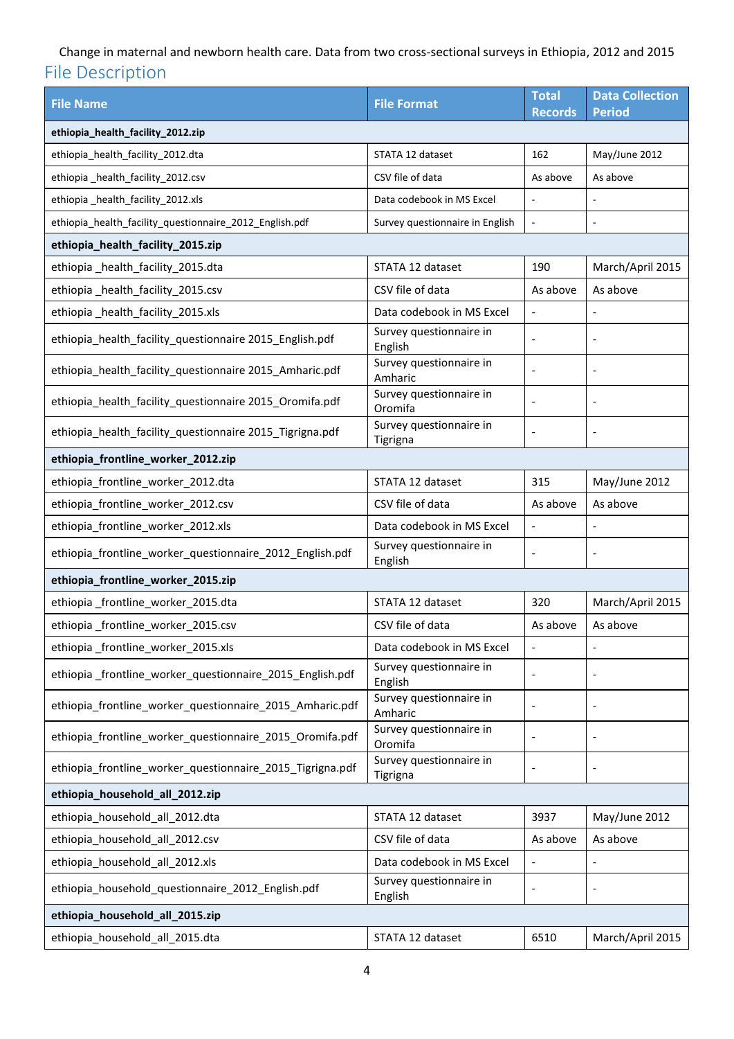Change in maternal and newborn health care. Data from two cross-sectional surveys in Ethiopia, 2012 and 2015

## File Description

| File Name | File Format | Total Records | Data Collection Period |
|---|---|---|---|
| **ethiopia_health_facility_2012.zip** | | | |
| ethiopia_health_facility_2012.dta | STATA 12 dataset | 162 | May/June 2012 |
| ethiopia _health_facility_2012.csv | CSV file of data | As above | As above |
| ethiopia _health_facility_2012.xls | Data codebook in MS Excel | - | - |
| ethiopia_health_facility_questionnaire_2012_English.pdf | Survey questionnaire in English | - | - |
| **ethiopia_health_facility_2015.zip** | | | |
| ethiopia _health_facility_2015.dta | STATA 12 dataset | 190 | March/April 2015 |
| ethiopia _health_facility_2015.csv | CSV file of data | As above | As above |
| ethiopia _health_facility_2015.xls | Data codebook in MS Excel | - | - |
| ethiopia_health_facility_questionnaire 2015_English.pdf | Survey questionnaire in English | - | - |
| ethiopia_health_facility_questionnaire 2015_Amharic.pdf | Survey questionnaire in Amharic | - | - |
| ethiopia_health_facility_questionnaire 2015_Oromifa.pdf | Survey questionnaire in Oromifa | - | - |
| ethiopia_health_facility_questionnaire 2015_Tigrigna.pdf | Survey questionnaire in Tigrigna | - | - |
| **ethiopia_frontline_worker_2012.zip** | | | |
| ethiopia_frontline_worker_2012.dta | STATA 12 dataset | 315 | May/June 2012 |
| ethiopia_frontline_worker_2012.csv | CSV file of data | As above | As above |
| ethiopia_frontline_worker_2012.xls | Data codebook in MS Excel | - | - |
| ethiopia_frontline_worker_questionnaire_2012_English.pdf | Survey questionnaire in English | - | - |
| **ethiopia_frontline_worker_2015.zip** | | | |
| ethiopia _frontline_worker_2015.dta | STATA 12 dataset | 320 | March/April 2015 |
| ethiopia _frontline_worker_2015.csv | CSV file of data | As above | As above |
| ethiopia _frontline_worker_2015.xls | Data codebook in MS Excel | - | - |
| ethiopia _frontline_worker_questionnaire_2015_English.pdf | Survey questionnaire in English | - | - |
| ethiopia_frontline_worker_questionnaire_2015_Amharic.pdf | Survey questionnaire in Amharic | - | - |
| ethiopia_frontline_worker_questionnaire_2015_Oromifa.pdf | Survey questionnaire in Oromifa | - | - |
| ethiopia_frontline_worker_questionnaire_2015_Tigrigna.pdf | Survey questionnaire in Tigrigna | - | - |
| **ethiopia_household_all_2012.zip** | | | |
| ethiopia_household_all_2012.dta | STATA 12 dataset | 3937 | May/June 2012 |
| ethiopia_household_all_2012.csv | CSV file of data | As above | As above |
| ethiopia_household_all_2012.xls | Data codebook in MS Excel | - | - |
| ethiopia_household_questionnaire_2012_English.pdf | Survey questionnaire in English | - | - |
| **ethiopia_household_all_2015.zip** | | | |
| ethiopia_household_all_2015.dta | STATA 12 dataset | 6510 | March/April 2015 |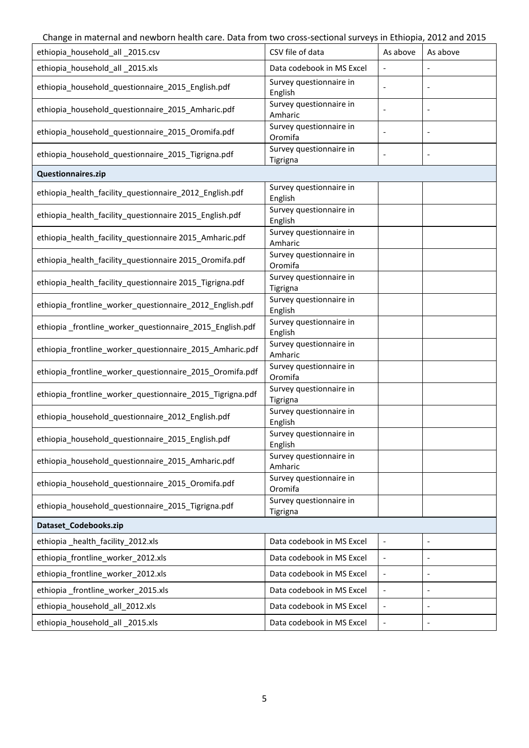Change in maternal and newborn health care. Data from two cross-sectional surveys in Ethiopia, 2012 and 2015

| | | | |
|---|---|---|---|
| ethiopia_household_all _2015.csv | CSV file of data | As above | As above |
| ethiopia_household_all _2015.xls | Data codebook in MS Excel | - | - |
| ethiopia_household_questionnaire_2015_English.pdf | Survey questionnaire in English | - | - |
| ethiopia_household_questionnaire_2015_Amharic.pdf | Survey questionnaire in Amharic | - | - |
| ethiopia_household_questionnaire_2015_Oromifa.pdf | Survey questionnaire in Oromifa | - | - |
| ethiopia_household_questionnaire_2015_Tigrigna.pdf | Survey questionnaire in Tigrigna | - | - |
| **Questionnaires.zip** | | | |
| ethiopia_health_facility_questionnaire_2012_English.pdf | Survey questionnaire in English | | |
| ethiopia_health_facility_questionnaire 2015_English.pdf | Survey questionnaire in English | | |
| ethiopia_health_facility_questionnaire 2015_Amharic.pdf | Survey questionnaire in Amharic | | |
| ethiopia_health_facility_questionnaire 2015_Oromifa.pdf | Survey questionnaire in Oromifa | | |
| ethiopia_health_facility_questionnaire 2015_Tigrigna.pdf | Survey questionnaire in Tigrigna | | |
| ethiopia_frontline_worker_questionnaire_2012_English.pdf | Survey questionnaire in English | | |
| ethiopia _frontline_worker_questionnaire_2015_English.pdf | Survey questionnaire in English | | |
| ethiopia_frontline_worker_questionnaire_2015_Amharic.pdf | Survey questionnaire in Amharic | | |
| ethiopia_frontline_worker_questionnaire_2015_Oromifa.pdf | Survey questionnaire in Oromifa | | |
| ethiopia_frontline_worker_questionnaire_2015_Tigrigna.pdf | Survey questionnaire in Tigrigna | | |
| ethiopia_household_questionnaire_2012_English.pdf | Survey questionnaire in English | | |
| ethiopia_household_questionnaire_2015_English.pdf | Survey questionnaire in English | | |
| ethiopia_household_questionnaire_2015_Amharic.pdf | Survey questionnaire in Amharic | | |
| ethiopia_household_questionnaire_2015_Oromifa.pdf | Survey questionnaire in Oromifa | | |
| ethiopia_household_questionnaire_2015_Tigrigna.pdf | Survey questionnaire in Tigrigna | | |
| **Dataset_Codebooks.zip** | | | |
| ethiopia _health_facility_2012.xls | Data codebook in MS Excel | - | - |
| ethiopia_frontline_worker_2012.xls | Data codebook in MS Excel | - | - |
| ethiopia_frontline_worker_2012.xls | Data codebook in MS Excel | - | - |
| ethiopia _frontline_worker_2015.xls | Data codebook in MS Excel | - | - |
| ethiopia_household_all_2012.xls | Data codebook in MS Excel | - | - |
| ethiopia_household_all _2015.xls | Data codebook in MS Excel | - | - |